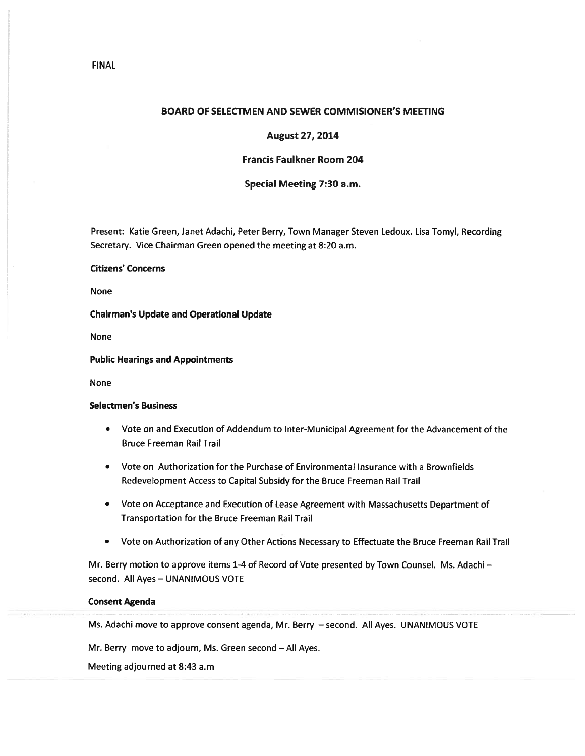FINAL

# BOARD OF SELECTMEN AND SEWER COMMISIONER'S MEETING

## August 27, 2014

## Francis Faulkner Room 204

## Special Meeting 7:30 a.m.

Present: Katie Green, Janet Adachi, Peter Berry, Town Manager Steven Ledoux. Lisa Tomyl, Recording Secretary. Vice Chairman Green opened the meeting at 8:20 a.m.

**Citizens' Concerns**

None

**Chairman's Update and Operational Update**

None

**Public Hearings and Appointments**

None

**Selectmen's Business**

- Vote on and Execution of Addendum to Inter-Municipal Agreement for the Advancement of the Bruce Freeman Rail Trail
- Vote on Authorization for the Purchase of Environmental Insurance with a Brownfields Redevelopment Access to Capital Subsidy for the Bruce Freeman Rail Trail
- Vote on Acceptance and Execution of Lease Agreement with Massachusetts Department of Transportation for the Bruce Freeman Rail Trail
- Vote on Authorization of any Other Actions Necessary to Effectuate the Bruce Freeman Rail Trail

Mr. Berry motion to approve items 1-4 of Record of Vote presented by Town Counsel. Ms. Adachi – second. All Ayes – UNANIMOUS VOTE

**Consent Agenda**

Ms. Adachi move to approve consent agenda, Mr. Berry – second. All Ayes. UNANIMOUS VOTE

Mr. Berry move to adjourn, Ms. Green second – All Ayes.

Meeting adjourned at 8:43 a.m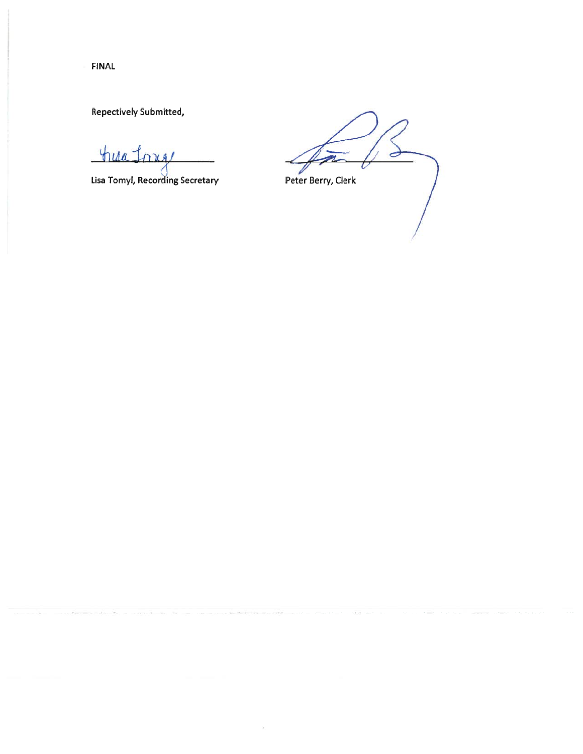FINAL

Repectively Submitted,

Lisa Tomyl, Recording Secretary

Peter Berry, Clerk